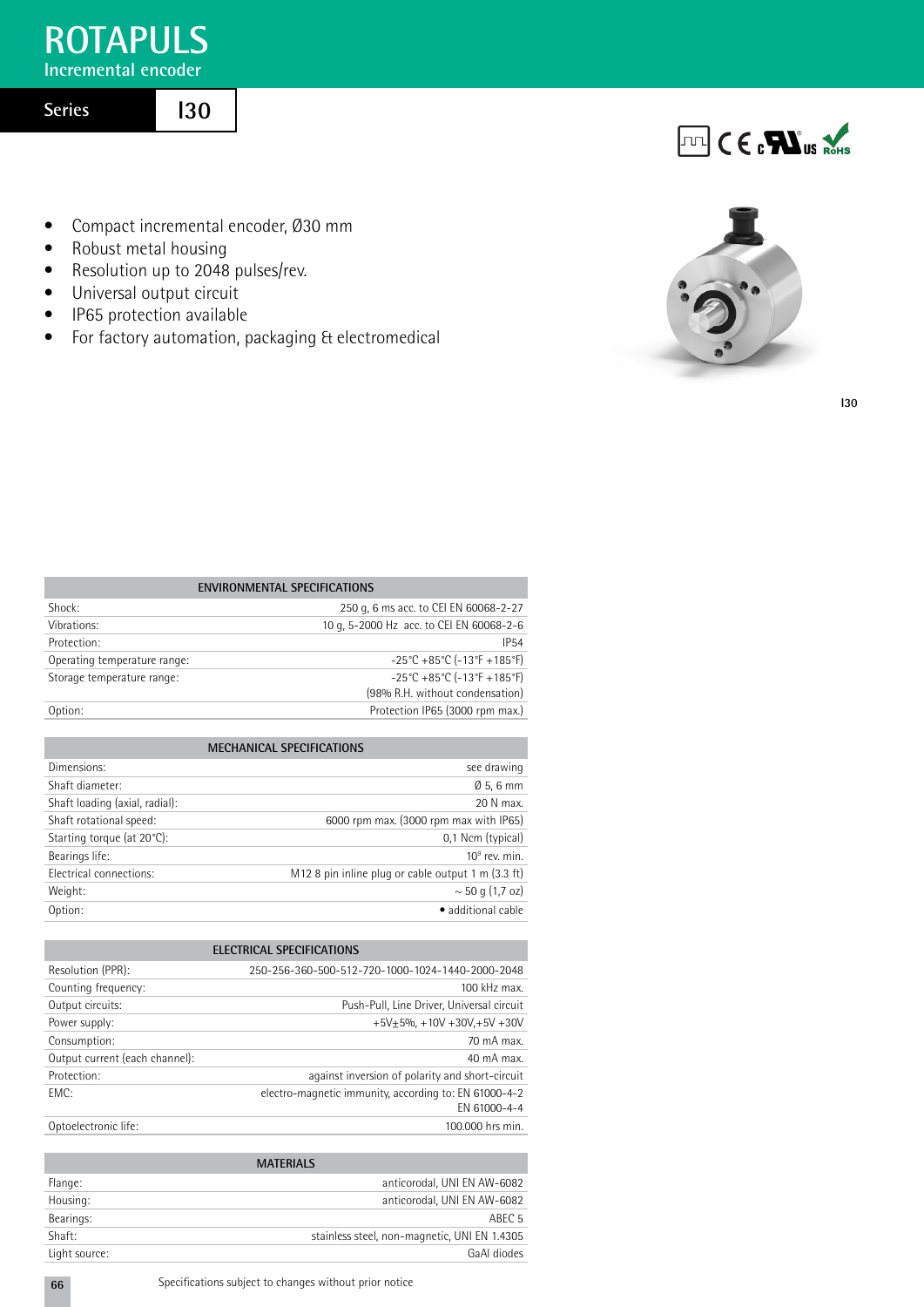# ROTAPULS

Incremental encoder

## Series I30

- Compact incremental encoder, Ø30 mm
- Robust metal housing
- Resolution up to 2048 pulses/rev.
- Universal output circuit
- IP65 protection available
- For factory automation, packaging & electromedical

I30

| ENVIRONMENTAL SPECIFICATIONS | |
|---|---|
| Shock: | 250 g, 6 ms acc. to CEI EN 60068-2-27 |
| Vibrations: | 10 g, 5-2000 Hz acc. to CEI EN 60068-2-6 |
| Protection: | IP54 |
| Operating temperature range: | -25°C +85°C (-13°F +185°F) |
| Storage temperature range: | -25°C +85°C (-13°F +185°F) (98% R.H. without condensation) |
| Option: | Protection IP65 (3000 rpm max.) |

| MECHANICAL SPECIFICATIONS | |
|---|---|
| Dimensions: | see drawing |
| Shaft diameter: | Ø 5, 6 mm |
| Shaft loading (axial, radial): | 20 N max. |
| Shaft rotational speed: | 6000 rpm max. (3000 rpm max with IP65) |
| Starting torque (at 20°C): | 0,1 Ncm (typical) |
| Bearings life: | $10^9$ rev. min. |
| Electrical connections: | M12 8 pin inline plug or cable output 1 m (3.3 ft) |
| Weight: | ~ 50 g (1,7 oz) |
| Option: | • additional cable |

| ELECTRICAL SPECIFICATIONS | |
|---|---|
| Resolution (PPR): | 250-256-360-500-512-720-1000-1024-1440-2000-2048 |
| Counting frequency: | 100 kHz max. |
| Output circuits: | Push-Pull, Line Driver, Universal circuit |
| Power supply: | +5V±5%, +10V +30V,+5V +30V |
| Consumption: | 70 mA max. |
| Output current (each channel): | 40 mA max. |
| Protection: | against inversion of polarity and short-circuit |
| EMC: | electro-magnetic immunity, according to: EN 61000-4-2 EN 61000-4-4 |
| Optoelectronic life: | 100.000 hrs min. |

| MATERIALS | |
|---|---|
| Flange: | anticorodal, UNI EN AW-6082 |
| Housing: | anticorodal, UNI EN AW-6082 |
| Bearings: | ABEC 5 |
| Shaft: | stainless steel, non-magnetic, UNI EN 1.4305 |
| Light source: | GaAl diodes |

Specifications subject to changes without prior notice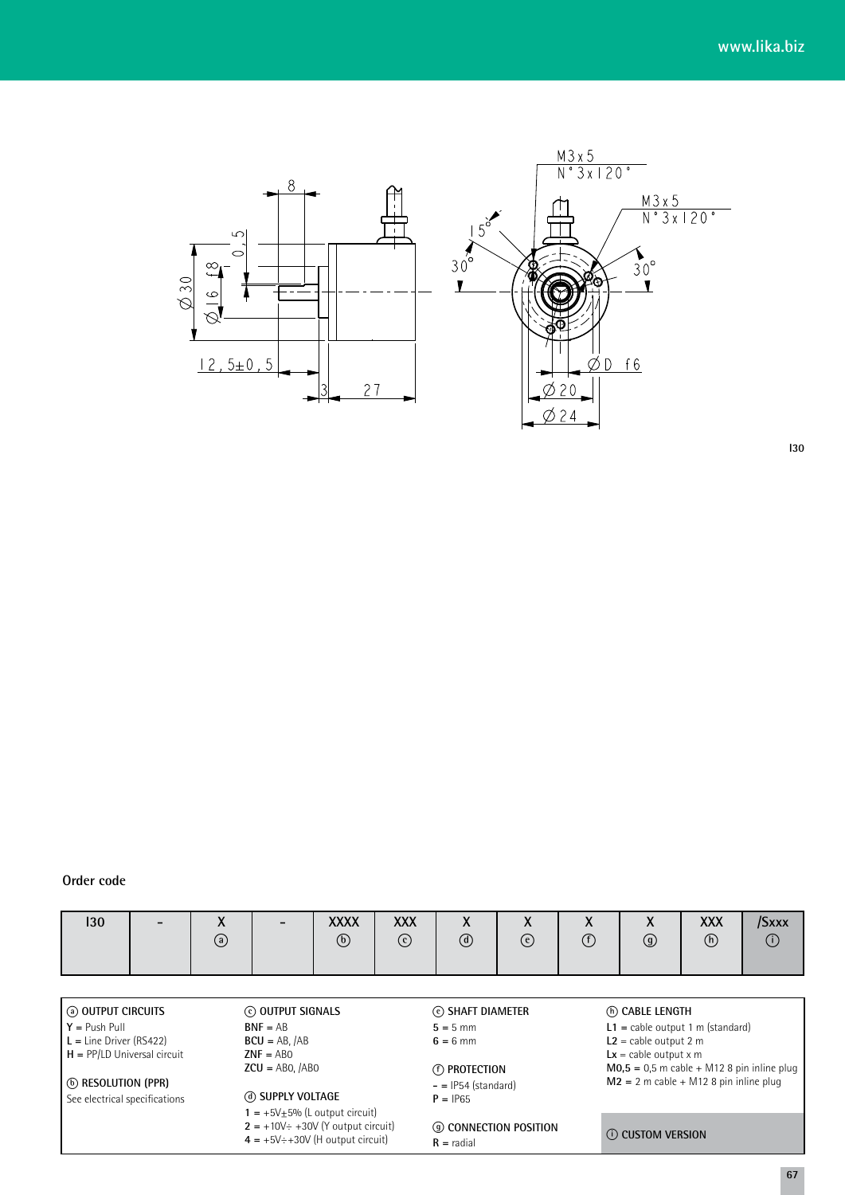M3x5
N°3x120°

M3x5
N°3x120°

8
0,5
Ø30
Ø16 f8
12,5±0,5
3
27
15°
30°
30°
ØD f6
Ø20
Ø24

I30

## Order code

| I30 | - | X | - | XXXX | XXX | X | X | X | X | XXX | /Sxxx |
|---|---|---|---|---|---|---|---|---|---|---|---|
| | | ⓐ | | ⓑ | ⓒ | ⓓ | ⓔ | ⓕ | ⓖ | ⓗ | ⓘ |

**ⓐ OUTPUT CIRCUITS**
**Y** = Push Pull
**L** = Line Driver (RS422)
**H** = PP/LD Universal circuit

**ⓑ RESOLUTION (PPR)**
See electrical specifications

**ⓒ OUTPUT SIGNALS**
**BNF** = AB
**BCU** = AB, /AB
**ZNF** = AB0
**ZCU** = AB0, /AB0

**ⓓ SUPPLY VOLTAGE**
**1** = +5V±5% (L output circuit)
**2** = +10V÷ +30V (Y output circuit)
**4** = +5V÷+30V (H output circuit)

**ⓔ SHAFT DIAMETER**
**5** = 5 mm
**6** = 6 mm

**ⓕ PROTECTION**
**-** = IP54 (standard)
**P** = IP65

**ⓖ CONNECTION POSITION**
**R** = radial

**ⓗ CABLE LENGTH**
**L1** = cable output 1 m (standard)
**L2** = cable output 2 m
**Lx** = cable output x m
**M0,5** = 0,5 m cable + M12 8 pin inline plug
**M2** = 2 m cable + M12 8 pin inline plug

**ⓘ CUSTOM VERSION**